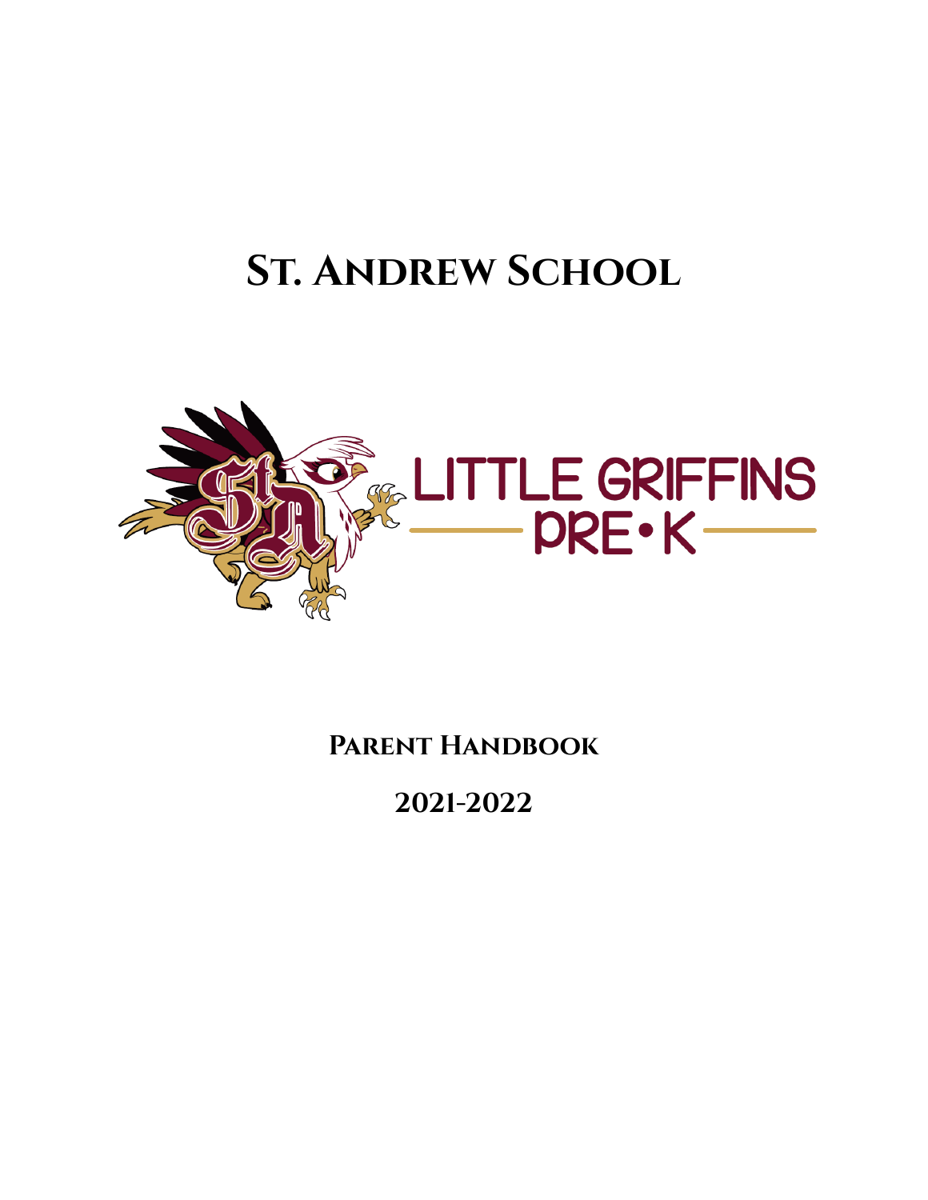# St. Andrew School

LITTLE GRIFFINS

PRE•K

**Parent Handbook**

**2021-2022**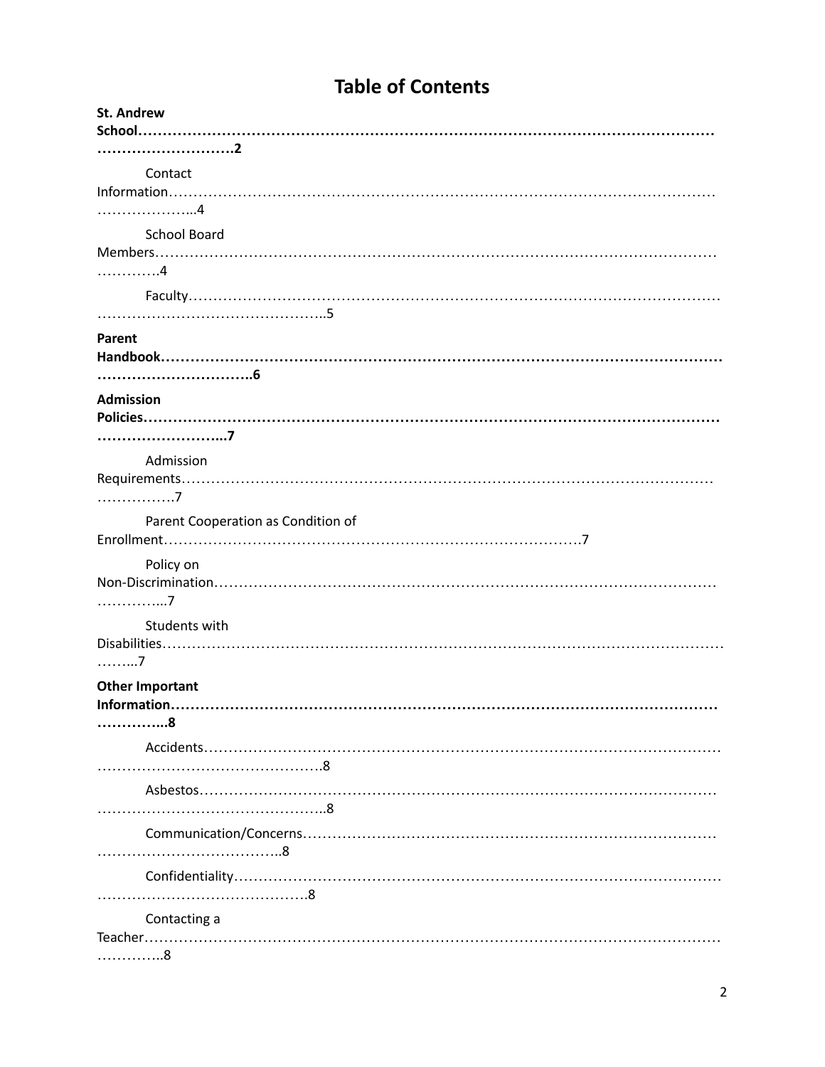# Table of Contents

**St. Andrew School……………………………………………………………………………………………………………………………2**

Contact Information………………………………………………………………………………………………………………...4

School Board Members……………………………………………………………………………………………………………4

Faculty………………………………………………………………………………………………………………………………..5

**Parent Handbook…………………………………………………………………………………………………………………………….6**

**Admission Policies…………………………………………………………………………………………………………………………...7**

Admission Requirements………………………………………………………………………………………………………….7

Parent Cooperation as Condition of Enrollment……………………………………………………………………….7

Policy on Non-Discrimination……………………………………………………………………………………………...7

Students with Disabilities……………………………………………………………………………………………………...7

**Other Important Information………………………………………………………………………………………………...8**

Accidents……………………………………………………………………………………………………………………………….8

Asbestos………………………………………………………………………………………………………………………………..8

Communication/Concerns…………………………………………………………………………………………………………..8

Confidentiality……………………………………………………………………………………………………………………….8

Contacting a Teacher………………………………………………………………………………………………………………..8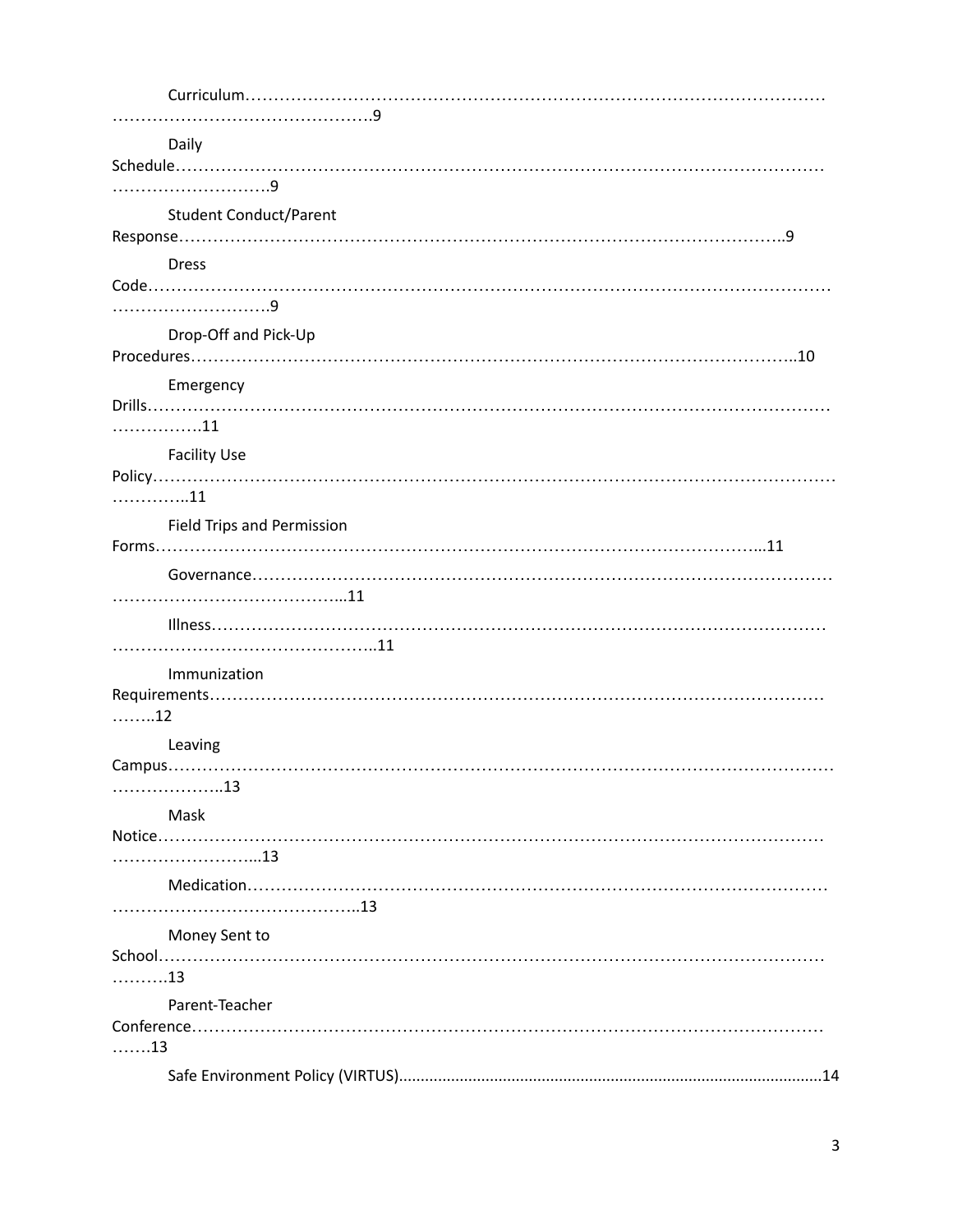Curriculum……………………………………………………………………………………………………………………………………9

Daily Schedule……………………………………………………………………………………………………………………………9

Student Conduct/Parent Response……………………………………………………………………………………………….9

Dress Code………………………………………………………………………………………………………………………………9

Drop-Off and Pick-Up Procedures…………………………………………………………………………………………..10

Emergency Drills…………………………………………………………………………………………………………………11

Facility Use Policy…………………………………………………………………………………………………………………..11

Field Trips and Permission Forms…………………………………………………………………………………………...11

Governance…………………………………………………………………………………………………………………...11

Illness……………………………………………………………………………………………………………………………..11

Immunization Requirements……………………………………………………………………………………………………..12

Leaving Campus………………………………………………………………………………………………………………..13

Mask Notice…………………………………………………………………………………………………………………...13

Medication…………………………………………………………………………………………………………………..13

Money Sent to School……………………………………………………………………………………………………….13

Parent-Teacher Conference…………………………………………………………………………………………………….13

Safe Environment Policy (VIRTUS)..................................................................................................14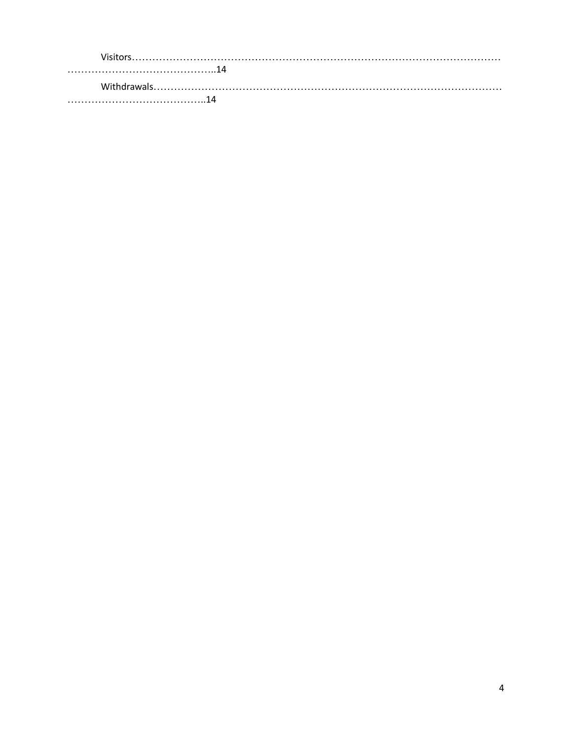Visitors……………………………………………………………………………………………………………………………………………..14

Withdrawals…………………………………………………………………………………………………………………………………..14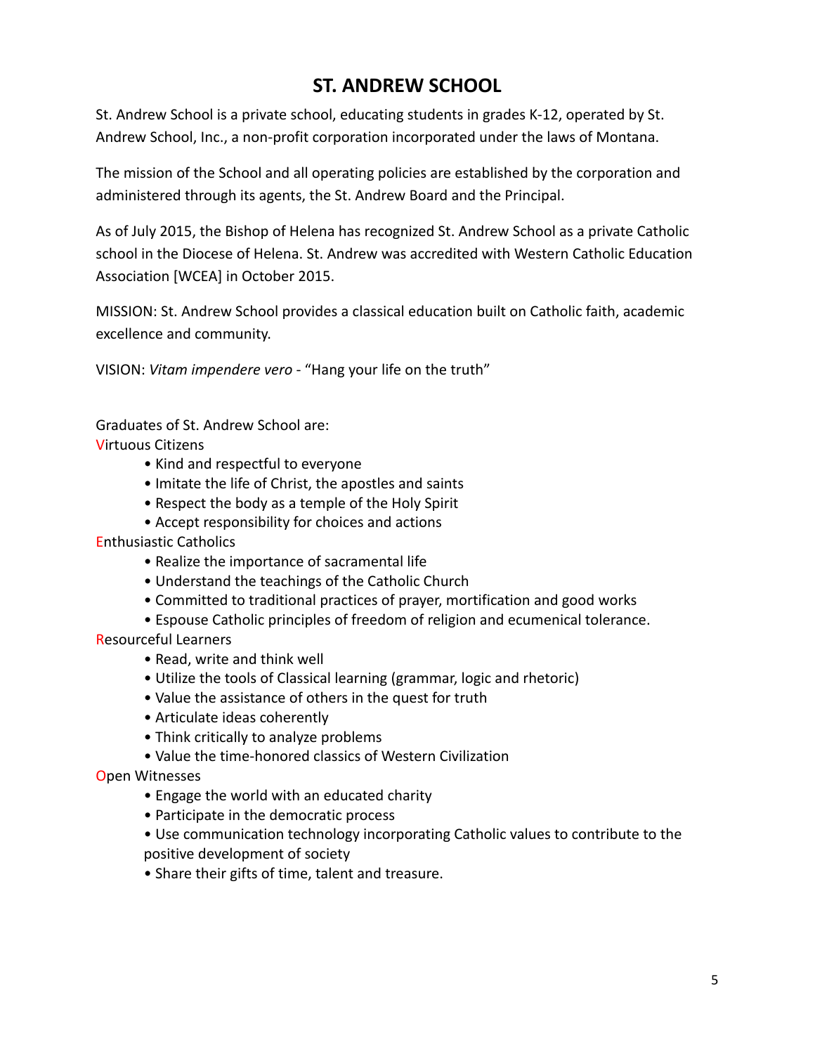# ST. ANDREW SCHOOL

St. Andrew School is a private school, educating students in grades K-12, operated by St. Andrew School, Inc., a non-profit corporation incorporated under the laws of Montana.

The mission of the School and all operating policies are established by the corporation and administered through its agents, the St. Andrew Board and the Principal.

As of July 2015, the Bishop of Helena has recognized St. Andrew School as a private Catholic school in the Diocese of Helena. St. Andrew was accredited with Western Catholic Education Association [WCEA] in October 2015.

MISSION: St. Andrew School provides a classical education built on Catholic faith, academic excellence and community.

VISION: *Vitam impendere vero* - "Hang your life on the truth"

Graduates of St. Andrew School are:

Virtuous Citizens

- Kind and respectful to everyone
- Imitate the life of Christ, the apostles and saints
- Respect the body as a temple of the Holy Spirit
- Accept responsibility for choices and actions

Enthusiastic Catholics

- Realize the importance of sacramental life
- Understand the teachings of the Catholic Church
- Committed to traditional practices of prayer, mortification and good works
- Espouse Catholic principles of freedom of religion and ecumenical tolerance.

Resourceful Learners

- Read, write and think well
- Utilize the tools of Classical learning (grammar, logic and rhetoric)
- Value the assistance of others in the quest for truth
- Articulate ideas coherently
- Think critically to analyze problems
- Value the time-honored classics of Western Civilization

Open Witnesses

- Engage the world with an educated charity
- Participate in the democratic process
- Use communication technology incorporating Catholic values to contribute to the positive development of society
- Share their gifts of time, talent and treasure.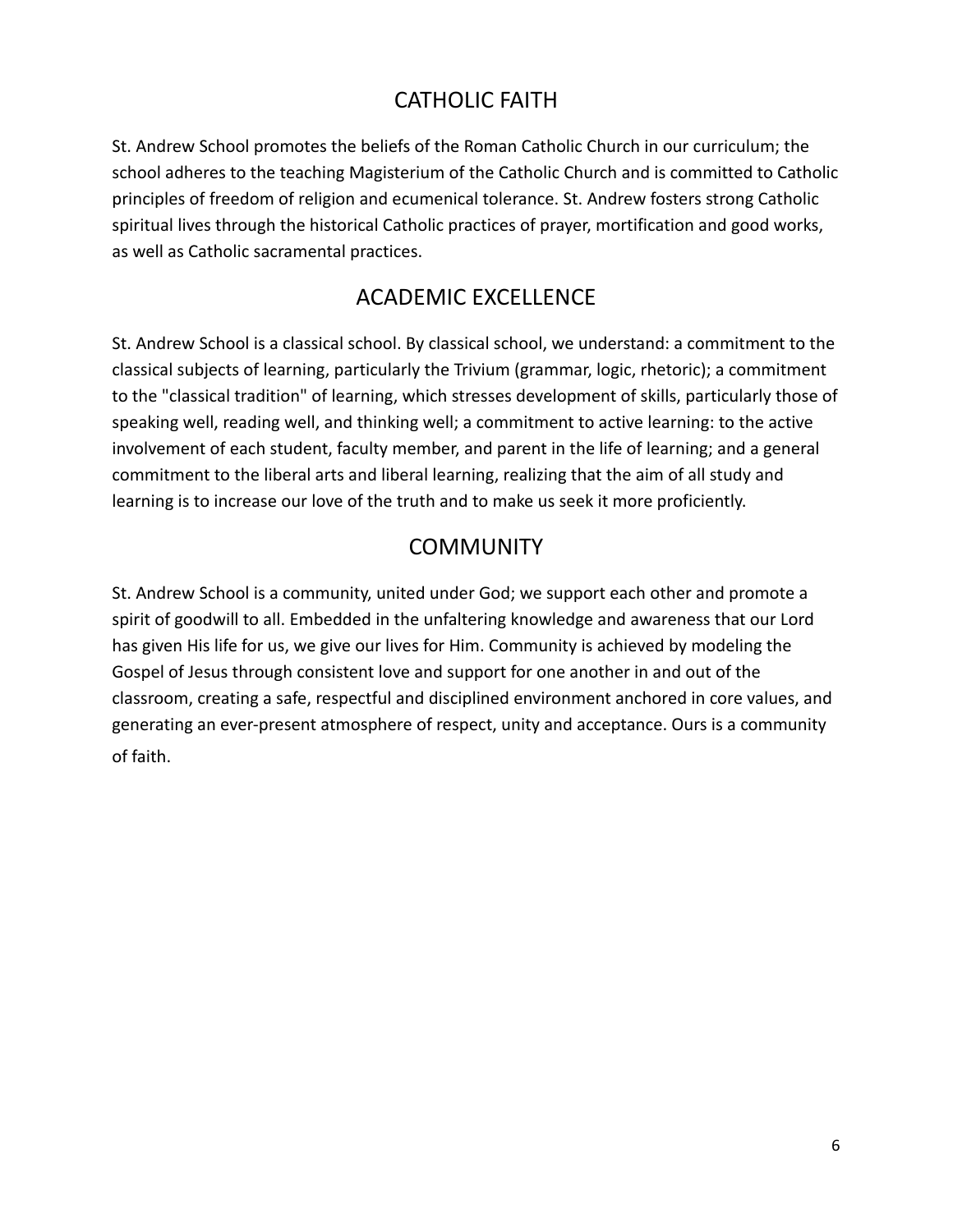## CATHOLIC FAITH

St. Andrew School promotes the beliefs of the Roman Catholic Church in our curriculum; the school adheres to the teaching Magisterium of the Catholic Church and is committed to Catholic principles of freedom of religion and ecumenical tolerance. St. Andrew fosters strong Catholic spiritual lives through the historical Catholic practices of prayer, mortification and good works, as well as Catholic sacramental practices.

## ACADEMIC EXCELLENCE

St. Andrew School is a classical school. By classical school, we understand: a commitment to the classical subjects of learning, particularly the Trivium (grammar, logic, rhetoric); a commitment to the "classical tradition" of learning, which stresses development of skills, particularly those of speaking well, reading well, and thinking well; a commitment to active learning: to the active involvement of each student, faculty member, and parent in the life of learning; and a general commitment to the liberal arts and liberal learning, realizing that the aim of all study and learning is to increase our love of the truth and to make us seek it more proficiently.

## COMMUNITY

St. Andrew School is a community, united under God; we support each other and promote a spirit of goodwill to all. Embedded in the unfaltering knowledge and awareness that our Lord has given His life for us, we give our lives for Him. Community is achieved by modeling the Gospel of Jesus through consistent love and support for one another in and out of the classroom, creating a safe, respectful and disciplined environment anchored in core values, and generating an ever-present atmosphere of respect, unity and acceptance. Ours is a community of faith.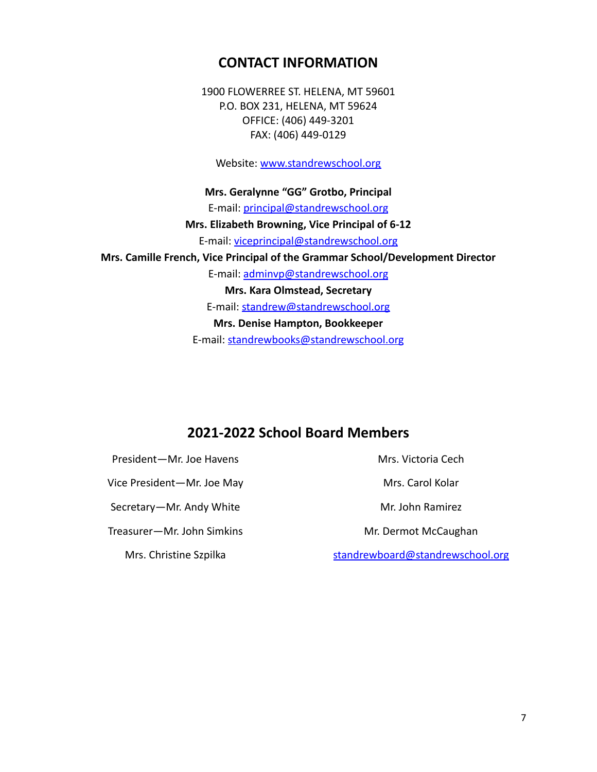## CONTACT INFORMATION

1900 FLOWERREE ST. HELENA, MT 59601
P.O. BOX 231, HELENA, MT 59624
OFFICE: (406) 449-3201
FAX: (406) 449-0129

Website: www.standrewschool.org

**Mrs. Geralynne "GG" Grotbo, Principal**
E-mail: principal@standrewschool.org
**Mrs. Elizabeth Browning, Vice Principal of 6-12**
E-mail: viceprincipal@standrewschool.org
**Mrs. Camille French, Vice Principal of the Grammar School/Development Director**
E-mail: adminvp@standrewschool.org
**Mrs. Kara Olmstead, Secretary**
E-mail: standrew@standrewschool.org
**Mrs. Denise Hampton, Bookkeeper**
E-mail: standrewbooks@standrewschool.org

## 2021-2022 School Board Members

President—Mr. Joe Havens

Vice President—Mr. Joe May

Secretary—Mr. Andy White

Treasurer—Mr. John Simkins

Mrs. Christine Szpilka

Mrs. Victoria Cech

Mrs. Carol Kolar

Mr. John Ramirez

Mr. Dermot McCaughan

standrewboard@standrewschool.org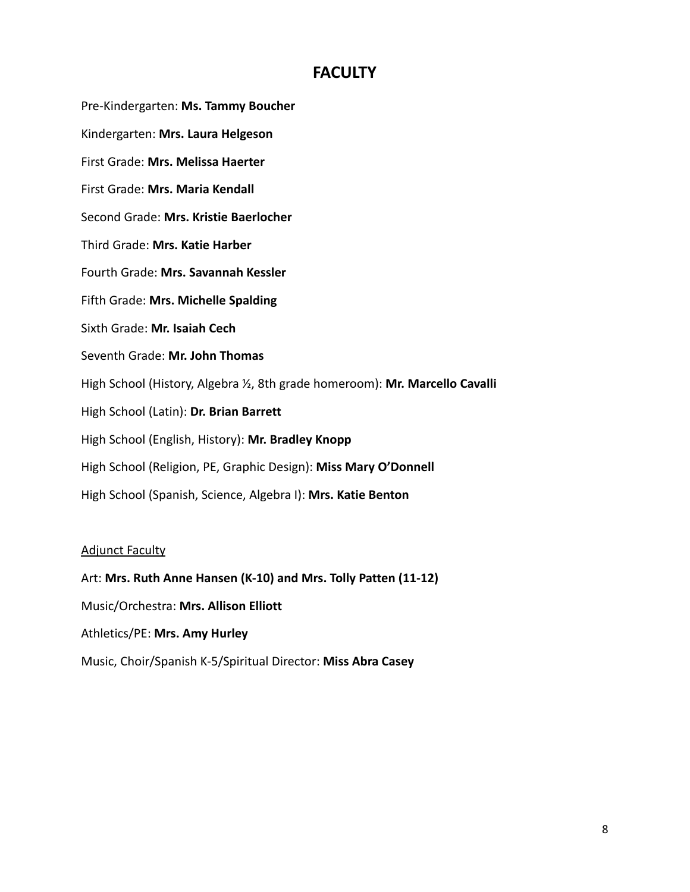# FACULTY

Pre-Kindergarten: **Ms. Tammy Boucher**

Kindergarten: **Mrs. Laura Helgeson**

First Grade: **Mrs. Melissa Haerter**

First Grade: **Mrs. Maria Kendall**

Second Grade: **Mrs. Kristie Baerlocher**

Third Grade: **Mrs. Katie Harber**

Fourth Grade: **Mrs. Savannah Kessler**

Fifth Grade: **Mrs. Michelle Spalding**

Sixth Grade: **Mr. Isaiah Cech**

Seventh Grade: **Mr. John Thomas**

High School (History, Algebra ½, 8th grade homeroom): **Mr. Marcello Cavalli**

High School (Latin): **Dr. Brian Barrett**

High School (English, History): **Mr. Bradley Knopp**

High School (Religion, PE, Graphic Design): **Miss Mary O'Donnell**

High School (Spanish, Science, Algebra I): **Mrs. Katie Benton**

<u>Adjunct Faculty</u>

Art: **Mrs. Ruth Anne Hansen (K-10) and Mrs. Tolly Patten (11-12)**

Music/Orchestra: **Mrs. Allison Elliott**

Athletics/PE: **Mrs. Amy Hurley**

Music, Choir/Spanish K-5/Spiritual Director: **Miss Abra Casey**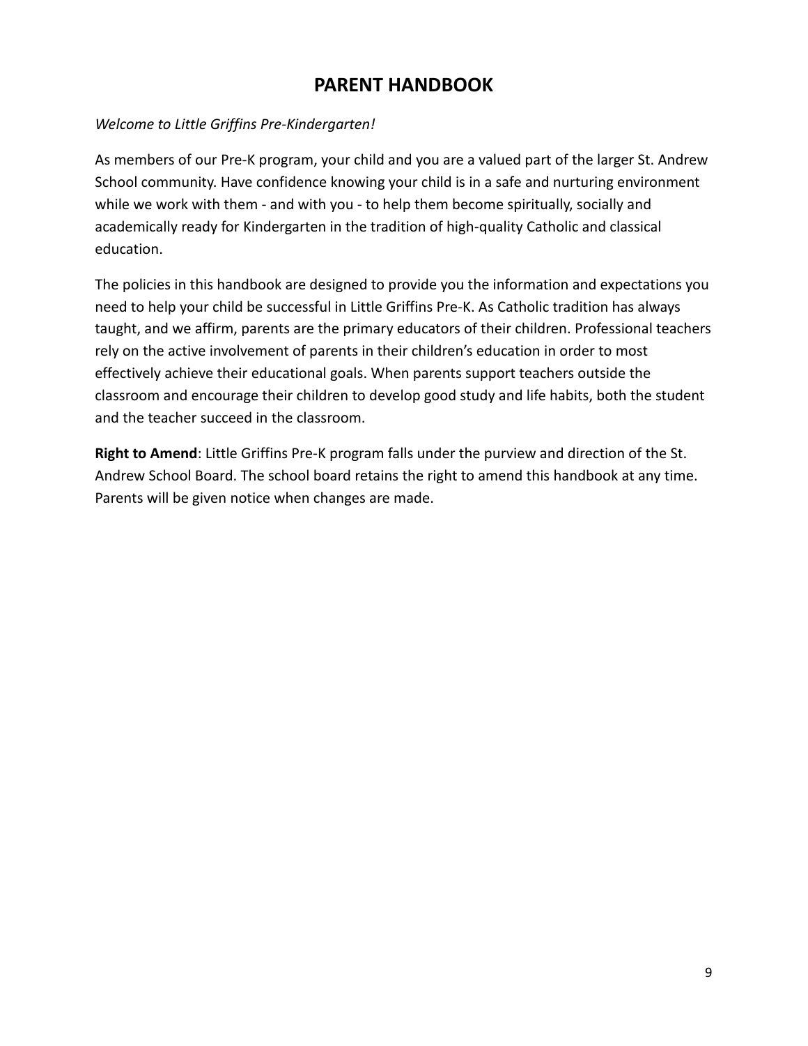# PARENT HANDBOOK

*Welcome to Little Griffins Pre-Kindergarten!*

As members of our Pre-K program, your child and you are a valued part of the larger St. Andrew School community. Have confidence knowing your child is in a safe and nurturing environment while we work with them - and with you - to help them become spiritually, socially and academically ready for Kindergarten in the tradition of high-quality Catholic and classical education.

The policies in this handbook are designed to provide you the information and expectations you need to help your child be successful in Little Griffins Pre-K. As Catholic tradition has always taught, and we affirm, parents are the primary educators of their children. Professional teachers rely on the active involvement of parents in their children's education in order to most effectively achieve their educational goals. When parents support teachers outside the classroom and encourage their children to develop good study and life habits, both the student and the teacher succeed in the classroom.

**Right to Amend**: Little Griffins Pre-K program falls under the purview and direction of the St. Andrew School Board. The school board retains the right to amend this handbook at any time. Parents will be given notice when changes are made.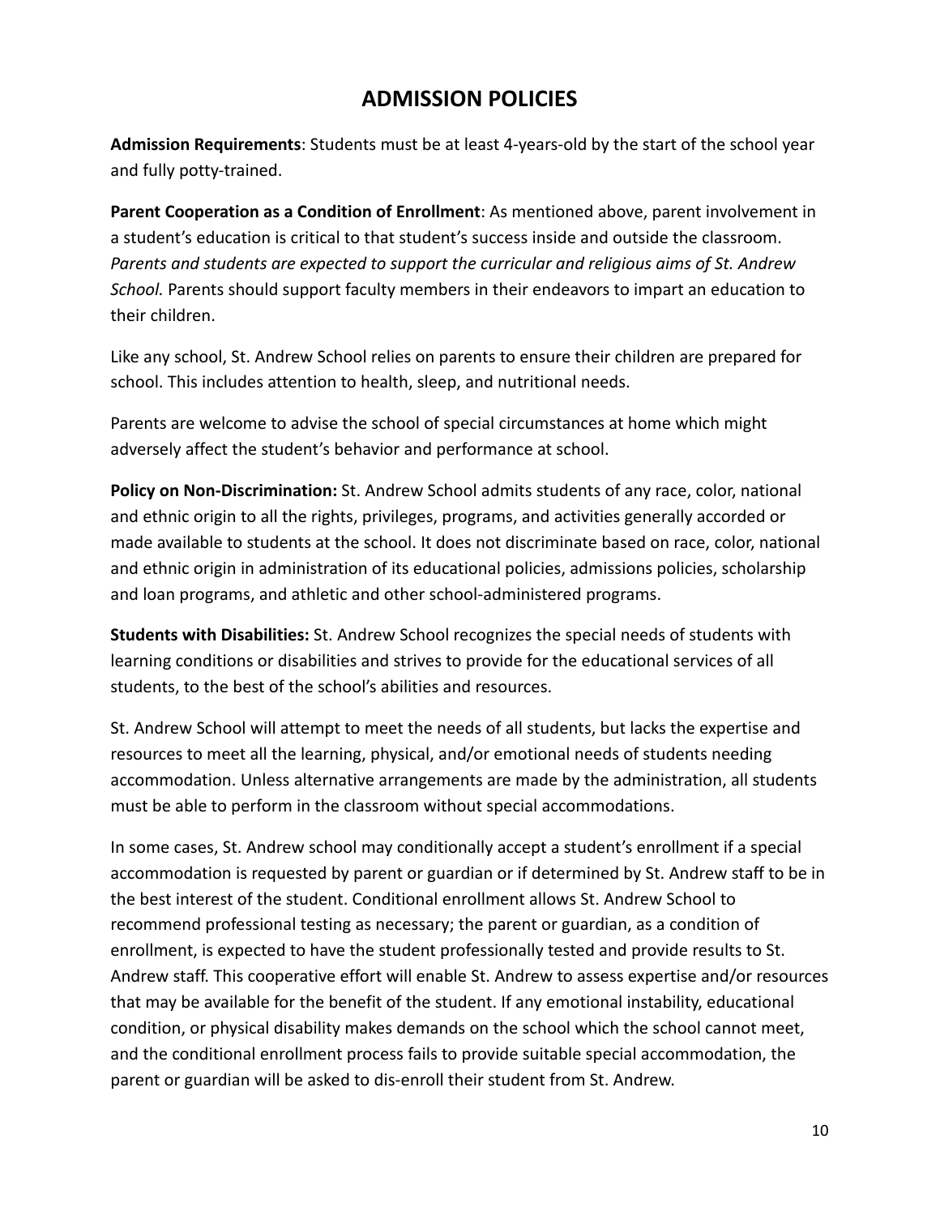# ADMISSION POLICIES

**Admission Requirements**: Students must be at least 4-years-old by the start of the school year and fully potty-trained.

**Parent Cooperation as a Condition of Enrollment**: As mentioned above, parent involvement in a student's education is critical to that student's success inside and outside the classroom. *Parents and students are expected to support the curricular and religious aims of St. Andrew School.* Parents should support faculty members in their endeavors to impart an education to their children.

Like any school, St. Andrew School relies on parents to ensure their children are prepared for school. This includes attention to health, sleep, and nutritional needs.

Parents are welcome to advise the school of special circumstances at home which might adversely affect the student's behavior and performance at school.

**Policy on Non-Discrimination:** St. Andrew School admits students of any race, color, national and ethnic origin to all the rights, privileges, programs, and activities generally accorded or made available to students at the school. It does not discriminate based on race, color, national and ethnic origin in administration of its educational policies, admissions policies, scholarship and loan programs, and athletic and other school-administered programs.

**Students with Disabilities:** St. Andrew School recognizes the special needs of students with learning conditions or disabilities and strives to provide for the educational services of all students, to the best of the school's abilities and resources.

St. Andrew School will attempt to meet the needs of all students, but lacks the expertise and resources to meet all the learning, physical, and/or emotional needs of students needing accommodation. Unless alternative arrangements are made by the administration, all students must be able to perform in the classroom without special accommodations.

In some cases, St. Andrew school may conditionally accept a student's enrollment if a special accommodation is requested by parent or guardian or if determined by St. Andrew staff to be in the best interest of the student. Conditional enrollment allows St. Andrew School to recommend professional testing as necessary; the parent or guardian, as a condition of enrollment, is expected to have the student professionally tested and provide results to St. Andrew staff. This cooperative effort will enable St. Andrew to assess expertise and/or resources that may be available for the benefit of the student. If any emotional instability, educational condition, or physical disability makes demands on the school which the school cannot meet, and the conditional enrollment process fails to provide suitable special accommodation, the parent or guardian will be asked to dis-enroll their student from St. Andrew.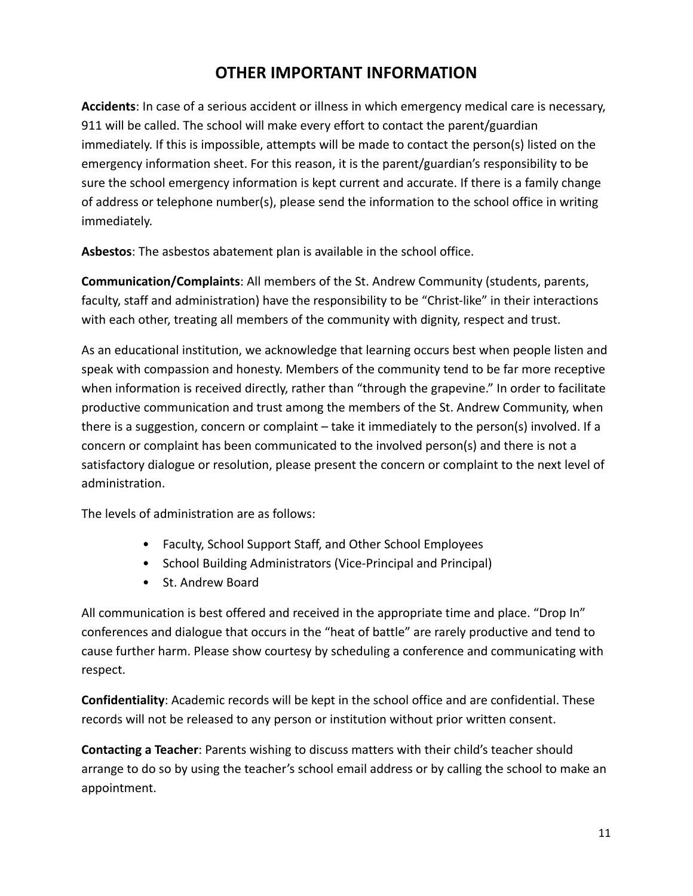# OTHER IMPORTANT INFORMATION

**Accidents**: In case of a serious accident or illness in which emergency medical care is necessary, 911 will be called. The school will make every effort to contact the parent/guardian immediately. If this is impossible, attempts will be made to contact the person(s) listed on the emergency information sheet. For this reason, it is the parent/guardian's responsibility to be sure the school emergency information is kept current and accurate. If there is a family change of address or telephone number(s), please send the information to the school office in writing immediately.

**Asbestos**: The asbestos abatement plan is available in the school office.

**Communication/Complaints**: All members of the St. Andrew Community (students, parents, faculty, staff and administration) have the responsibility to be "Christ-like" in their interactions with each other, treating all members of the community with dignity, respect and trust.

As an educational institution, we acknowledge that learning occurs best when people listen and speak with compassion and honesty. Members of the community tend to be far more receptive when information is received directly, rather than "through the grapevine." In order to facilitate productive communication and trust among the members of the St. Andrew Community, when there is a suggestion, concern or complaint – take it immediately to the person(s) involved. If a concern or complaint has been communicated to the involved person(s) and there is not a satisfactory dialogue or resolution, please present the concern or complaint to the next level of administration.

The levels of administration are as follows:

- Faculty, School Support Staff, and Other School Employees
- School Building Administrators (Vice-Principal and Principal)
- St. Andrew Board

All communication is best offered and received in the appropriate time and place. "Drop In" conferences and dialogue that occurs in the "heat of battle" are rarely productive and tend to cause further harm. Please show courtesy by scheduling a conference and communicating with respect.

**Confidentiality**: Academic records will be kept in the school office and are confidential. These records will not be released to any person or institution without prior written consent.

**Contacting a Teacher**: Parents wishing to discuss matters with their child's teacher should arrange to do so by using the teacher's school email address or by calling the school to make an appointment.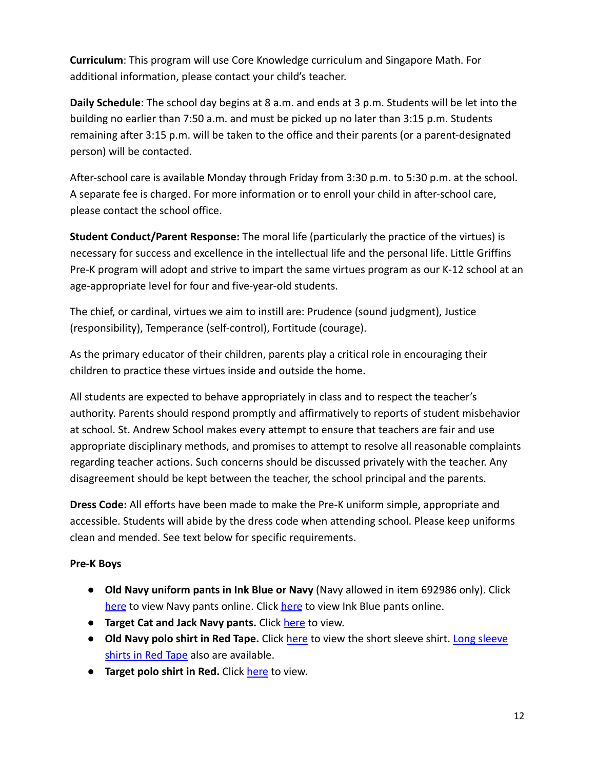**Curriculum**: This program will use Core Knowledge curriculum and Singapore Math. For additional information, please contact your child's teacher.

**Daily Schedule**: The school day begins at 8 a.m. and ends at 3 p.m. Students will be let into the building no earlier than 7:50 a.m. and must be picked up no later than 3:15 p.m. Students remaining after 3:15 p.m. will be taken to the office and their parents (or a parent-designated person) will be contacted.

After-school care is available Monday through Friday from 3:30 p.m. to 5:30 p.m. at the school. A separate fee is charged. For more information or to enroll your child in after-school care, please contact the school office.

**Student Conduct/Parent Response:** The moral life (particularly the practice of the virtues) is necessary for success and excellence in the intellectual life and the personal life. Little Griffins Pre-K program will adopt and strive to impart the same virtues program as our K-12 school at an age-appropriate level for four and five-year-old students.

The chief, or cardinal, virtues we aim to instill are: Prudence (sound judgment), Justice (responsibility), Temperance (self-control), Fortitude (courage).

As the primary educator of their children, parents play a critical role in encouraging their children to practice these virtues inside and outside the home.

All students are expected to behave appropriately in class and to respect the teacher's authority. Parents should respond promptly and affirmatively to reports of student misbehavior at school. St. Andrew School makes every attempt to ensure that teachers are fair and use appropriate disciplinary methods, and promises to attempt to resolve all reasonable complaints regarding teacher actions. Such concerns should be discussed privately with the teacher. Any disagreement should be kept between the teacher, the school principal and the parents.

**Dress Code:** All efforts have been made to make the Pre-K uniform simple, appropriate and accessible. Students will abide by the dress code when attending school. Please keep uniforms clean and mended. See text below for specific requirements.

**Pre-K Boys**

- **Old Navy uniform pants in Ink Blue or Navy** (Navy allowed in item 692986 only). Click here to view Navy pants online. Click here to view Ink Blue pants online.
- **Target Cat and Jack Navy pants.** Click here to view.
- **Old Navy polo shirt in Red Tape.** Click here to view the short sleeve shirt. Long sleeve shirts in Red Tape also are available.
- **Target polo shirt in Red.** Click here to view.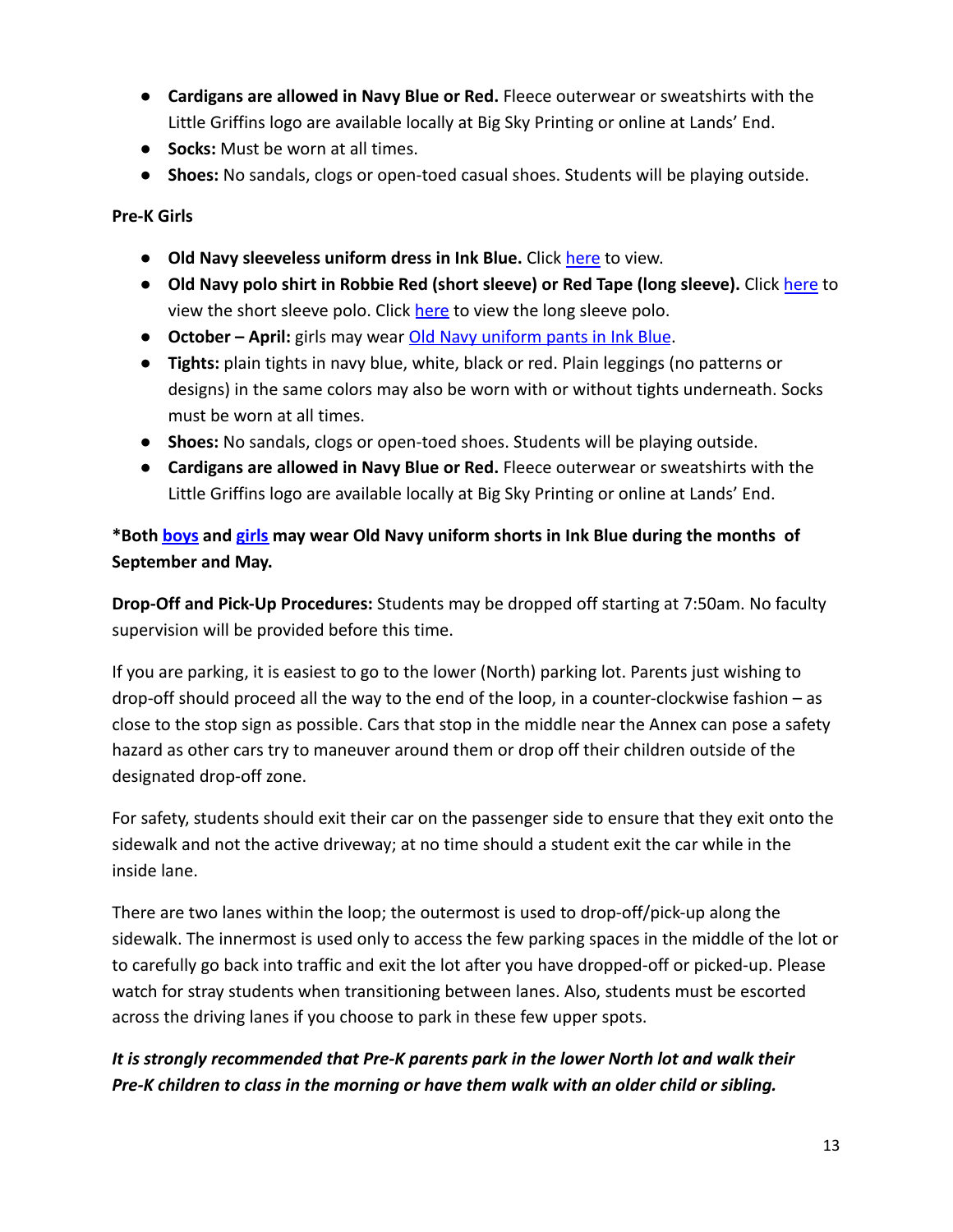- **Cardigans are allowed in Navy Blue or Red.** Fleece outerwear or sweatshirts with the Little Griffins logo are available locally at Big Sky Printing or online at Lands' End.
- **Socks:** Must be worn at all times.
- **Shoes:** No sandals, clogs or open-toed casual shoes. Students will be playing outside.

**Pre-K Girls**

- **Old Navy sleeveless uniform dress in Ink Blue.** Click here to view.
- **Old Navy polo shirt in Robbie Red (short sleeve) or Red Tape (long sleeve).** Click here to view the short sleeve polo. Click here to view the long sleeve polo.
- **October – April:** girls may wear Old Navy uniform pants in Ink Blue.
- **Tights:** plain tights in navy blue, white, black or red. Plain leggings (no patterns or designs) in the same colors may also be worn with or without tights underneath. Socks must be worn at all times.
- **Shoes:** No sandals, clogs or open-toed shoes. Students will be playing outside.
- **Cardigans are allowed in Navy Blue or Red.** Fleece outerwear or sweatshirts with the Little Griffins logo are available locally at Big Sky Printing or online at Lands' End.

***Both boys and girls may wear Old Navy uniform shorts in Ink Blue during the months of September and May.**

**Drop-Off and Pick-Up Procedures:** Students may be dropped off starting at 7:50am. No faculty supervision will be provided before this time.

If you are parking, it is easiest to go to the lower (North) parking lot. Parents just wishing to drop-off should proceed all the way to the end of the loop, in a counter-clockwise fashion – as close to the stop sign as possible. Cars that stop in the middle near the Annex can pose a safety hazard as other cars try to maneuver around them or drop off their children outside of the designated drop-off zone.

For safety, students should exit their car on the passenger side to ensure that they exit onto the sidewalk and not the active driveway; at no time should a student exit the car while in the inside lane.

There are two lanes within the loop; the outermost is used to drop-off/pick-up along the sidewalk. The innermost is used only to access the few parking spaces in the middle of the lot or to carefully go back into traffic and exit the lot after you have dropped-off or picked-up. Please watch for stray students when transitioning between lanes. Also, students must be escorted across the driving lanes if you choose to park in these few upper spots.

***It is strongly recommended that Pre-K parents park in the lower North lot and walk their Pre-K children to class in the morning or have them walk with an older child or sibling.***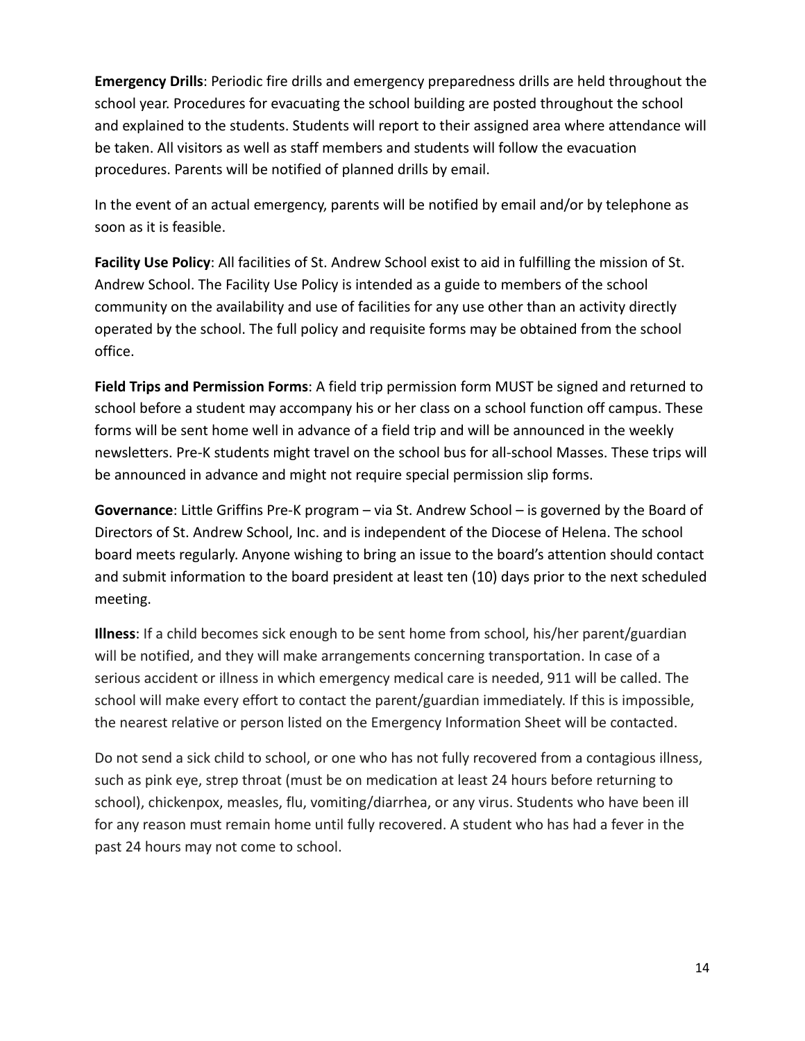**Emergency Drills**: Periodic fire drills and emergency preparedness drills are held throughout the school year. Procedures for evacuating the school building are posted throughout the school and explained to the students. Students will report to their assigned area where attendance will be taken. All visitors as well as staff members and students will follow the evacuation procedures. Parents will be notified of planned drills by email.

In the event of an actual emergency, parents will be notified by email and/or by telephone as soon as it is feasible.

**Facility Use Policy**: All facilities of St. Andrew School exist to aid in fulfilling the mission of St. Andrew School. The Facility Use Policy is intended as a guide to members of the school community on the availability and use of facilities for any use other than an activity directly operated by the school. The full policy and requisite forms may be obtained from the school office.

**Field Trips and Permission Forms**: A field trip permission form MUST be signed and returned to school before a student may accompany his or her class on a school function off campus. These forms will be sent home well in advance of a field trip and will be announced in the weekly newsletters. Pre-K students might travel on the school bus for all-school Masses. These trips will be announced in advance and might not require special permission slip forms.

**Governance**: Little Griffins Pre-K program – via St. Andrew School – is governed by the Board of Directors of St. Andrew School, Inc. and is independent of the Diocese of Helena. The school board meets regularly. Anyone wishing to bring an issue to the board's attention should contact and submit information to the board president at least ten (10) days prior to the next scheduled meeting.

**Illness**: If a child becomes sick enough to be sent home from school, his/her parent/guardian will be notified, and they will make arrangements concerning transportation. In case of a serious accident or illness in which emergency medical care is needed, 911 will be called. The school will make every effort to contact the parent/guardian immediately. If this is impossible, the nearest relative or person listed on the Emergency Information Sheet will be contacted.

Do not send a sick child to school, or one who has not fully recovered from a contagious illness, such as pink eye, strep throat (must be on medication at least 24 hours before returning to school), chickenpox, measles, flu, vomiting/diarrhea, or any virus. Students who have been ill for any reason must remain home until fully recovered. A student who has had a fever in the past 24 hours may not come to school.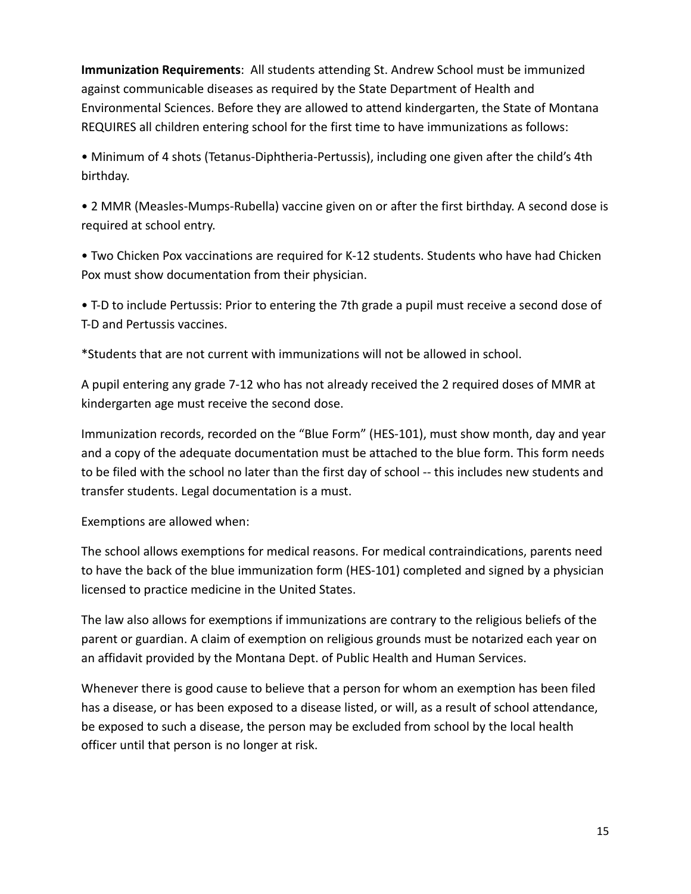**Immunization Requirements**: All students attending St. Andrew School must be immunized against communicable diseases as required by the State Department of Health and Environmental Sciences. Before they are allowed to attend kindergarten, the State of Montana REQUIRES all children entering school for the first time to have immunizations as follows:

- Minimum of 4 shots (Tetanus-Diphtheria-Pertussis), including one given after the child's 4th birthday.

- 2 MMR (Measles-Mumps-Rubella) vaccine given on or after the first birthday. A second dose is required at school entry.

- Two Chicken Pox vaccinations are required for K-12 students. Students who have had Chicken Pox must show documentation from their physician.

- T-D to include Pertussis: Prior to entering the 7th grade a pupil must receive a second dose of T-D and Pertussis vaccines.

*Students that are not current with immunizations will not be allowed in school.

A pupil entering any grade 7-12 who has not already received the 2 required doses of MMR at kindergarten age must receive the second dose.

Immunization records, recorded on the "Blue Form" (HES-101), must show month, day and year and a copy of the adequate documentation must be attached to the blue form. This form needs to be filed with the school no later than the first day of school -- this includes new students and transfer students. Legal documentation is a must.

Exemptions are allowed when:

The school allows exemptions for medical reasons. For medical contraindications, parents need to have the back of the blue immunization form (HES-101) completed and signed by a physician licensed to practice medicine in the United States.

The law also allows for exemptions if immunizations are contrary to the religious beliefs of the parent or guardian. A claim of exemption on religious grounds must be notarized each year on an affidavit provided by the Montana Dept. of Public Health and Human Services.

Whenever there is good cause to believe that a person for whom an exemption has been filed has a disease, or has been exposed to a disease listed, or will, as a result of school attendance, be exposed to such a disease, the person may be excluded from school by the local health officer until that person is no longer at risk.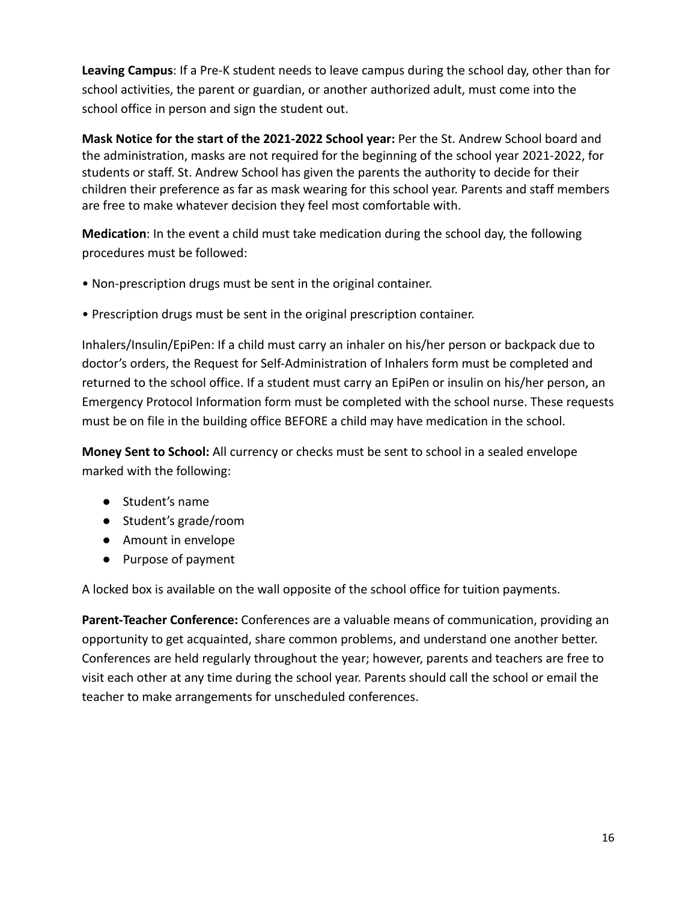**Leaving Campus**: If a Pre-K student needs to leave campus during the school day, other than for school activities, the parent or guardian, or another authorized adult, must come into the school office in person and sign the student out.

**Mask Notice for the start of the 2021-2022 School year:** Per the St. Andrew School board and the administration, masks are not required for the beginning of the school year 2021-2022, for students or staff. St. Andrew School has given the parents the authority to decide for their children their preference as far as mask wearing for this school year. Parents and staff members are free to make whatever decision they feel most comfortable with.

**Medication**: In the event a child must take medication during the school day, the following procedures must be followed:

• Non-prescription drugs must be sent in the original container.

• Prescription drugs must be sent in the original prescription container.

Inhalers/Insulin/EpiPen: If a child must carry an inhaler on his/her person or backpack due to doctor's orders, the Request for Self-Administration of Inhalers form must be completed and returned to the school office. If a student must carry an EpiPen or insulin on his/her person, an Emergency Protocol Information form must be completed with the school nurse. These requests must be on file in the building office BEFORE a child may have medication in the school.

**Money Sent to School:** All currency or checks must be sent to school in a sealed envelope marked with the following:

- Student's name
- Student's grade/room
- Amount in envelope
- Purpose of payment

A locked box is available on the wall opposite of the school office for tuition payments.

**Parent-Teacher Conference:** Conferences are a valuable means of communication, providing an opportunity to get acquainted, share common problems, and understand one another better. Conferences are held regularly throughout the year; however, parents and teachers are free to visit each other at any time during the school year. Parents should call the school or email the teacher to make arrangements for unscheduled conferences.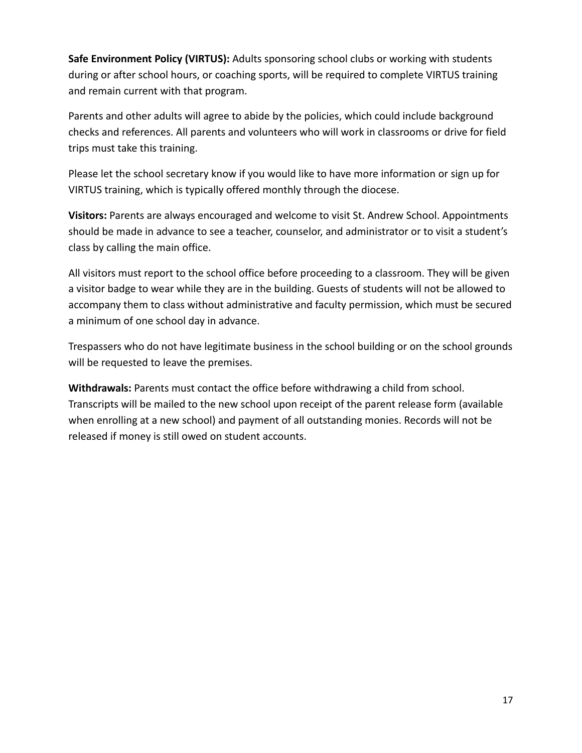**Safe Environment Policy (VIRTUS):** Adults sponsoring school clubs or working with students during or after school hours, or coaching sports, will be required to complete VIRTUS training and remain current with that program.

Parents and other adults will agree to abide by the policies, which could include background checks and references. All parents and volunteers who will work in classrooms or drive for field trips must take this training.

Please let the school secretary know if you would like to have more information or sign up for VIRTUS training, which is typically offered monthly through the diocese.

**Visitors:** Parents are always encouraged and welcome to visit St. Andrew School. Appointments should be made in advance to see a teacher, counselor, and administrator or to visit a student's class by calling the main office.

All visitors must report to the school office before proceeding to a classroom. They will be given a visitor badge to wear while they are in the building. Guests of students will not be allowed to accompany them to class without administrative and faculty permission, which must be secured a minimum of one school day in advance.

Trespassers who do not have legitimate business in the school building or on the school grounds will be requested to leave the premises.

**Withdrawals:** Parents must contact the office before withdrawing a child from school. Transcripts will be mailed to the new school upon receipt of the parent release form (available when enrolling at a new school) and payment of all outstanding monies. Records will not be released if money is still owed on student accounts.